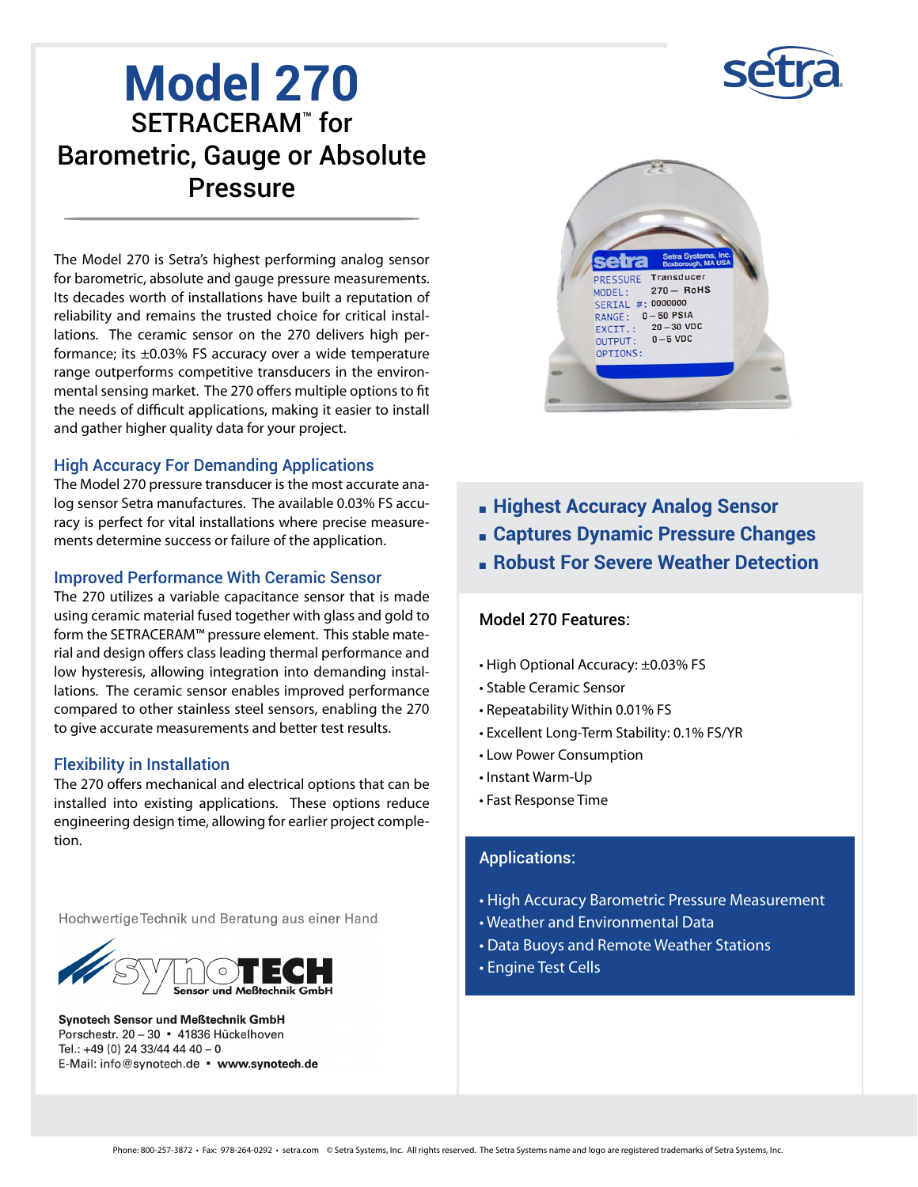# Model 270

## SETRACERAM™ for Barometric, Gauge or Absolute Pressure

The Model 270 is Setra's highest performing analog sensor for barometric, absolute and gauge pressure measurements. Its decades worth of installations have built a reputation of reliability and remains the trusted choice for critical installations. The ceramic sensor on the 270 delivers high performance; its ±0.03% FS accuracy over a wide temperature range outperforms competitive transducers in the environmental sensing market. The 270 offers multiple options to fit the needs of difficult applications, making it easier to install and gather higher quality data for your project.

### High Accuracy For Demanding Applications

The Model 270 pressure transducer is the most accurate analog sensor Setra manufactures. The available 0.03% FS accuracy is perfect for vital installations where precise measurements determine success or failure of the application.

### Improved Performance With Ceramic Sensor

The 270 utilizes a variable capacitance sensor that is made using ceramic material fused together with glass and gold to form the SETRACERAM™ pressure element. This stable material and design offers class leading thermal performance and low hysteresis, allowing integration into demanding installations. The ceramic sensor enables improved performance compared to other stainless steel sensors, enabling the 270 to give accurate measurements and better test results.

### Flexibility in Installation

The 270 offers mechanical and electrical options that can be installed into existing applications. These options reduce engineering design time, allowing for earlier project completion.

- **Highest Accuracy Analog Sensor**
- **Captures Dynamic Pressure Changes**
- **Robust For Severe Weather Detection**

### Model 270 Features:

- High Optional Accuracy: ±0.03% FS
- Stable Ceramic Sensor
- Repeatability Within 0.01% FS
- Excellent Long-Term Stability: 0.1% FS/YR
- Low Power Consumption
- Instant Warm-Up
- Fast Response Time

### Applications:

- High Accuracy Barometric Pressure Measurement
- Weather and Environmental Data
- Data Buoys and Remote Weather Stations
- Engine Test Cells

Hochwertige Technik und Beratung aus einer Hand

SYNOTECH Sensor und Meßtechnik GmbH

**Synotech Sensor und Meßtechnik GmbH**
Porschestr. 20 – 30 ▪ 41836 Hückelhoven
Tel.: +49 (0) 24 33/44 44 40 – 0
E-Mail: info@synotech.de ▪ **www.synotech.de**

Phone: 800-257-3872 • Fax: 978-264-0292 • setra.com © Setra Systems, Inc. All rights reserved. The Setra Systems name and logo are registered trademarks of Setra Systems, Inc.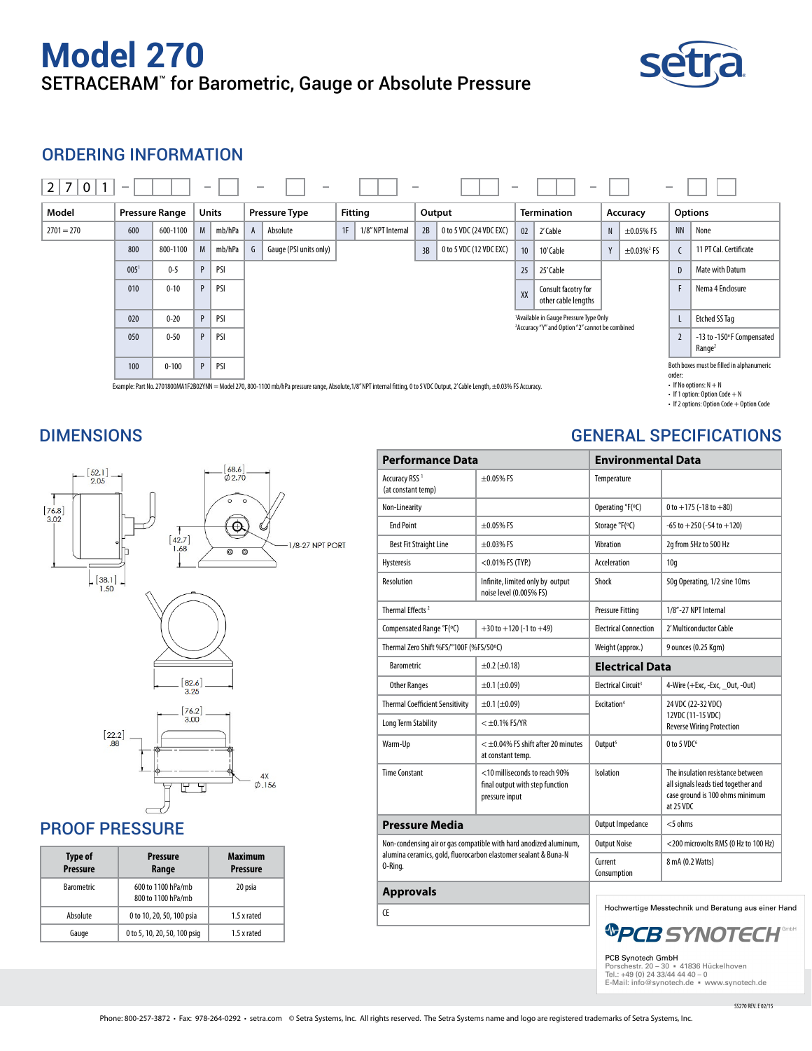# Model 270

SETRACERAM™ for Barometric, Gauge or Absolute Pressure

## ORDERING INFORMATION

2 7 0 1 – ☐☐☐☐ – ☐ – ☐ – ☐☐ – ☐☐ – ☐☐ – ☐ – ☐☐

| Model | Pressure Range | | Units | | Pressure Type | | Fitting | | Output | | Termination | | Accuracy | | Options | |
|---|---|---|---|---|---|---|---|---|---|---|---|---|---|---|---|---|
| 2701 = 270 | 600 | 600-1100 | M | mb/hPa | A | Absolute | 1F | 1/8" NPT Internal | 2B | 0 to 5 VDC (24 VDC EXC) | 02 | 2' Cable | N | ±0.05% FS | NN | None |
| | 800 | 800-1100 | M | mb/hPa | G | Gauge (PSI units only) | | | 3B | 0 to 5 VDC (12 VDC EXC) | 10 | 10' Cable | Y | ±0.03%[2] FS | C | 11 PT Cal. Certificate |
| | 005[1] | 0-5 | P | PSI | | | | | | | 25 | 25' Cable | | | D | Mate with Datum |
| | 010 | 0-10 | P | PSI | | | | | | | XX | Consult facotry for other cable lengths | | | F | Nema 4 Enclosure |
| | 020 | 0-20 | P | PSI | | | | | | | | | | | L | Etched SS Tag |
| | 050 | 0-50 | P | PSI | | | | | | | | | | | 2 | -13 to -150ºF Compensated Range[2] |
| | 100 | 0-100 | P | PSI | | | | | | | | | | | | |

[1]Available in Gauge Pressure Type Only
[2]Accuracy "Y" and Option "2" cannot be combined

Both boxes must be filled in alphanumeric order:
- If No options: N + N
- If 1 option: Option Code + N
- If 2 options: Option Code + Option Code

Example: Part No. 2701800MA1F2B02YNN = Model 270, 800-1100 mb/hPa pressure range, Absolute,1/8" NPT internal fitting, 0 to 5 VDC Output, 2' Cable Length, ±0.03% FS Accuracy.

## DIMENSIONS

[52.1] 2.05
[68.6] Ø 2.70
[76.8] 3.02
[42.7] 1.68
1/8-27 NPT PORT
[38.1] 1.50
[82.6] 3.25
[76.2] 3.00
[22.2] .88
4X Ø.156

## PROOF PRESSURE

| Type of Pressure | Pressure Range | Maximum Pressure |
|---|---|---|
| Barometric | 600 to 1100 hPa/mb<br>800 to 1100 hPa/mb | 20 psia |
| Absolute | 0 to 10, 20, 50, 100 psia | 1.5 x rated |
| Gauge | 0 to 5, 10, 20, 50, 100 psig | 1.5 x rated |

## GENERAL SPECIFICATIONS

| Performance Data | |
|---|---|
| Accuracy RSS [1] (at constant temp) | ±0.05% FS |
| Non-Linearity | |
| End Point | ±0.05% FS |
| Best Fit Straight Line | ±0.03% FS |
| Hysteresis | <0.01% FS (TYP.) |
| Resolution | Infinite, limited only by output noise level (0.005% FS) |
| Thermal Effects [2] | |
| Compensated Range °F(ºC) | +30 to +120 (-1 to +49) |
| Thermal Zero Shift %FS/°100F (%FS/50ºC) | |
| Barometric | ±0.2 (±0.18) |
| Other Ranges | ±0.1 (±0.09) |
| Thermal Coefficient Sensitivity | ±0.1 (±0.09) |
| Long Term Stability | < ±0.1% FS/YR |
| Warm-Up | < ±0.04% FS shift after 20 minutes at constant temp. |
| Time Constant | <10 milliseconds to reach 90% final output with step function pressure input |

**Pressure Media**

Non-condensing air or gas compatible with hard anodized aluminum, alumina ceramics, gold, fluorocarbon elastomer sealant & Buna-N O-Ring.

**Approvals**

CE

| Environmental Data | |
|---|---|
| Temperature | |
| Operating °F(ºC) | 0 to +175 (-18 to +80) |
| Storage °F(ºC) | -65 to +250 (-54 to +120) |
| Vibration | 2g from 5Hz to 500 Hz |
| Acceleration | 10g |
| Shock | 50g Operating, 1/2 sine 10ms |
| Pressure Fitting | 1/8"-27 NPT Internal |
| Electrical Connection | 2' Multiconductor Cable |
| Weight (approx.) | 9 ounces (0.25 Kgm) |

| Electrical Data | |
|---|---|
| Electrical Circuit[3] | 4-Wire (+Exc, -Exc, _Out, -Out) |
| Excitation[4] | 24 VDC (22-32 VDC)<br>12VDC (11-15 VDC)<br>Reverse Wiring Protection |
| Output[5] | 0 to 5 VDC[6] |
| Isolation | The insulation resistance between all signals leads tied together and case ground is 100 ohms minimum at 25 VDC |
| Output Impedance | <5 ohms |
| Output Noise | <200 microvolts RMS (0 Hz to 100 Hz) |
| Current Consumption | 8 mA (0.2 Watts) |

Hochwertige Messtechnik und Beratung aus einer Hand

PCB SYNOTECH GmbH

PCB Synotech GmbH
Porschestr. 20 – 30 • 41836 Hückelhoven
Tel.: +49 (0) 24 33/44 44 40 – 0
E-Mail: info@synotech.de • www.synotech.de

SS270 REV. E 02/15

Phone: 800-257-3872 • Fax: 978-264-0292 • setra.com © Setra Systems, Inc. All rights reserved. The Setra Systems name and logo are registered trademarks of Setra Systems, Inc.